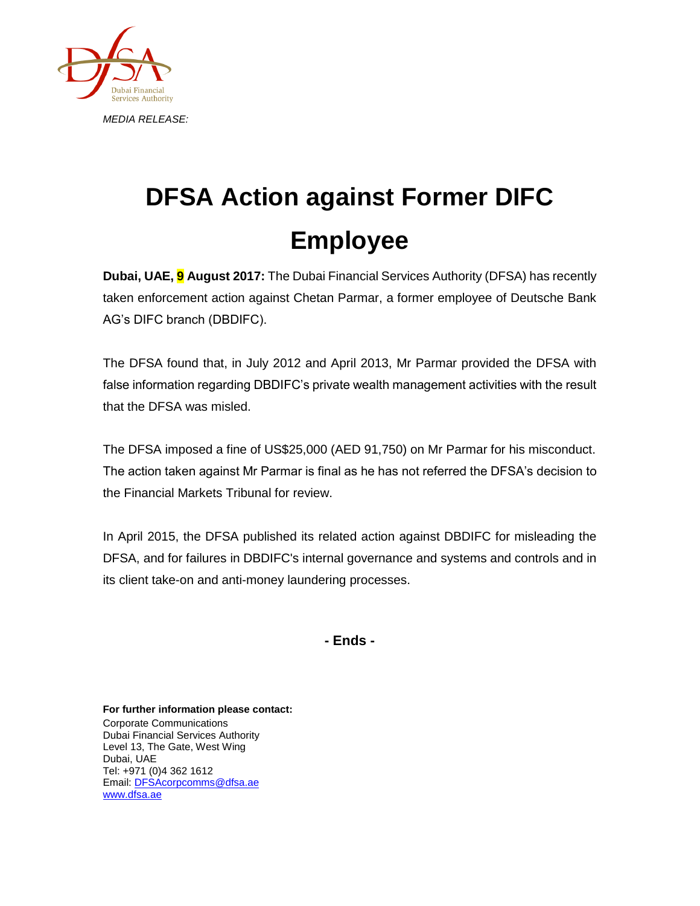*MEDIA RELEASE:*

# DFSA Action against Former DIFC Employee

**Dubai, UAE, 9 August 2017:** The Dubai Financial Services Authority (DFSA) has recently taken enforcement action against Chetan Parmar, a former employee of Deutsche Bank AG's DIFC branch (DBDIFC).

The DFSA found that, in July 2012 and April 2013, Mr Parmar provided the DFSA with false information regarding DBDIFC's private wealth management activities with the result that the DFSA was misled.

The DFSA imposed a fine of US$25,000 (AED 91,750) on Mr Parmar for his misconduct. The action taken against Mr Parmar is final as he has not referred the DFSA's decision to the Financial Markets Tribunal for review.

In April 2015, the DFSA published its related action against DBDIFC for misleading the DFSA, and for failures in DBDIFC's internal governance and systems and controls and in its client take-on and anti-money laundering processes.

**- Ends -**

**For further information please contact:**
Corporate Communications
Dubai Financial Services Authority
Level 13, The Gate, West Wing
Dubai, UAE
Tel: +971 (0)4 362 1612
Email: DFSAcorpcomms@dfsa.ae
www.dfsa.ae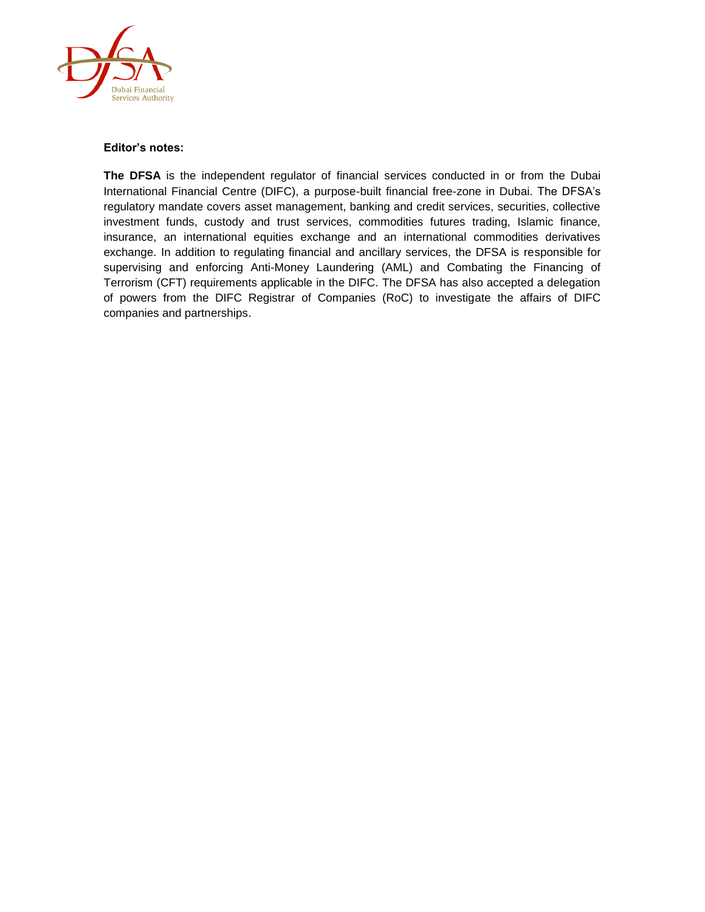**Editor's notes:**

**The DFSA** is the independent regulator of financial services conducted in or from the Dubai International Financial Centre (DIFC), a purpose-built financial free-zone in Dubai. The DFSA's regulatory mandate covers asset management, banking and credit services, securities, collective investment funds, custody and trust services, commodities futures trading, Islamic finance, insurance, an international equities exchange and an international commodities derivatives exchange. In addition to regulating financial and ancillary services, the DFSA is responsible for supervising and enforcing Anti-Money Laundering (AML) and Combating the Financing of Terrorism (CFT) requirements applicable in the DIFC. The DFSA has also accepted a delegation of powers from the DIFC Registrar of Companies (RoC) to investigate the affairs of DIFC companies and partnerships.